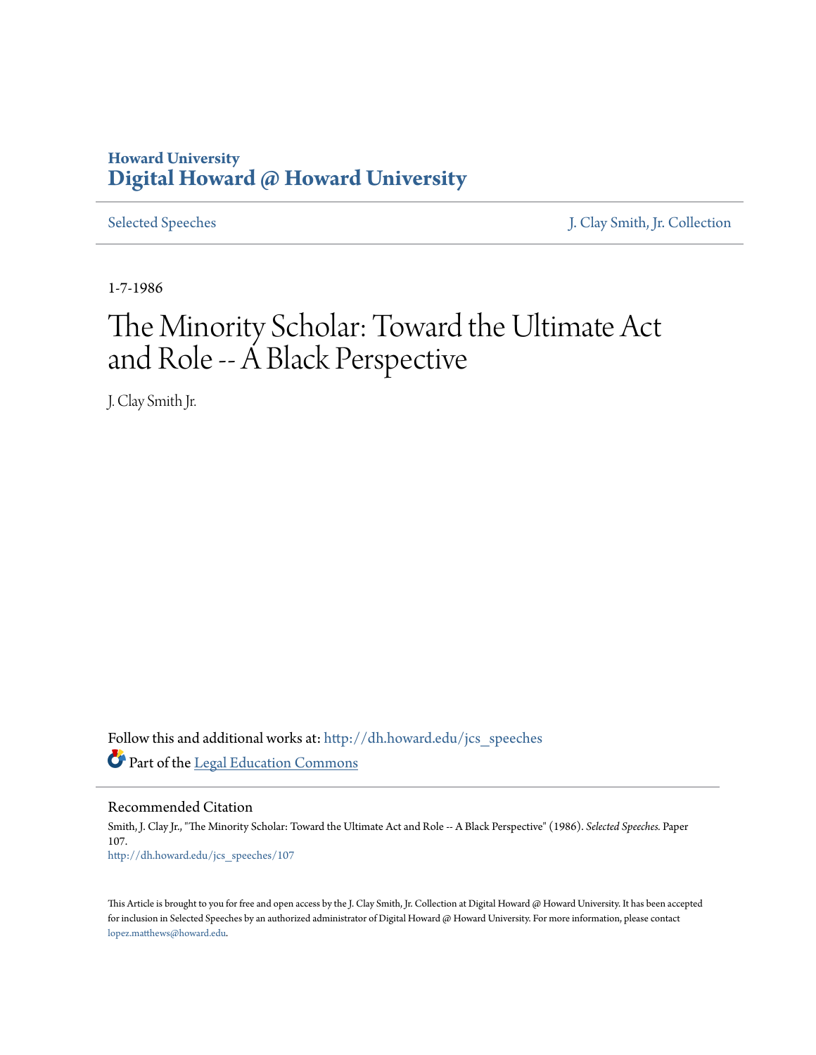Howard University
**Digital Howard @ Howard University**

Selected Speeches | J. Clay Smith, Jr. Collection

1-7-1986

# The Minority Scholar: Toward the Ultimate Act and Role -- A Black Perspective

J. Clay Smith Jr.

Follow this and additional works at: http://dh.howard.edu/jcs_speeches

Part of the Legal Education Commons

## Recommended Citation

Smith, J. Clay Jr., "The Minority Scholar: Toward the Ultimate Act and Role -- A Black Perspective" (1986). *Selected Speeches.* Paper 107.
http://dh.howard.edu/jcs_speeches/107

This Article is brought to you for free and open access by the J. Clay Smith, Jr. Collection at Digital Howard @ Howard University. It has been accepted for inclusion in Selected Speeches by an authorized administrator of Digital Howard @ Howard University. For more information, please contact lopez.matthews@howard.edu.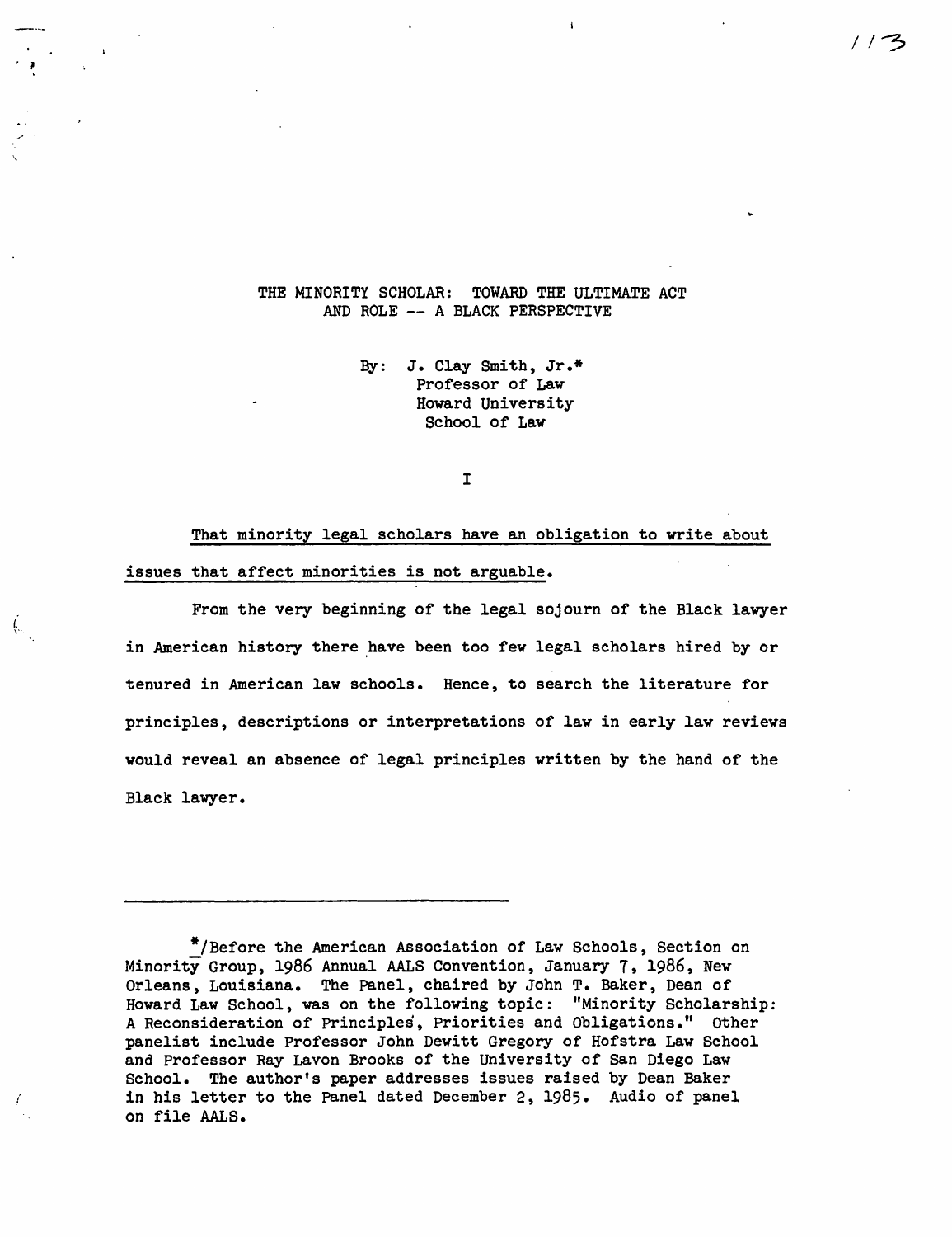# THE MINORITY SCHOLAR: TOWARD THE ULTIMATE ACT AND ROLE -- A BLACK PERSPECTIVE

By: J. Clay Smith, Jr.*
Professor of Law
Howard University
School of Law

## I

<u>That minority legal scholars have an obligation to write about issues that affect minorities is not arguable.</u>

From the very beginning of the legal sojourn of the Black lawyer in American history there have been too few legal scholars hired by or tenured in American law schools. Hence, to search the literature for principles, descriptions or interpretations of law in early law reviews would reveal an absence of legal principles written by the hand of the Black lawyer.

---

*/Before the American Association of Law Schools, Section on Minority Group, 1986 Annual AALS Convention, January 7, 1986, New Orleans, Louisiana. The Panel, chaired by John T. Baker, Dean of Howard Law School, was on the following topic: "Minority Scholarship: A Reconsideration of Principles, Priorities and Obligations." Other panelist include Professor John Dewitt Gregory of Hofstra Law School and Professor Ray Lavon Brooks of the University of San Diego Law School. The author's paper addresses issues raised by Dean Baker in his letter to the Panel dated December 2, 1985. Audio of panel on file AALS.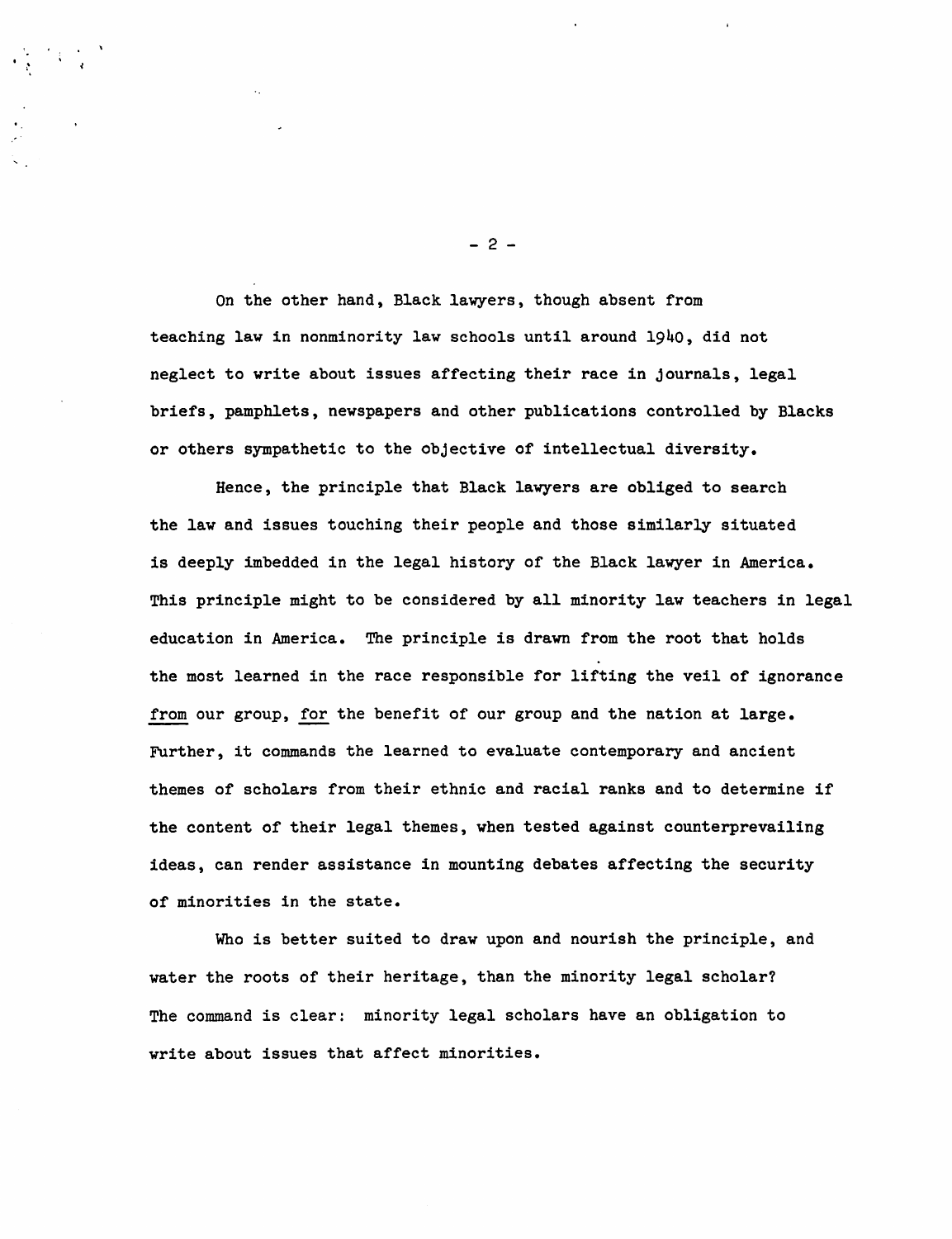On the other hand, Black lawyers, though absent from teaching law in nonminority law schools until around 1940, did not neglect to write about issues affecting their race in journals, legal briefs, pamphlets, newspapers and other publications controlled by Blacks or others sympathetic to the objective of intellectual diversity.

Hence, the principle that Black lawyers are obliged to search the law and issues touching their people and those similarly situated is deeply imbedded in the legal history of the Black lawyer in America. This principle might to be considered by all minority law teachers in legal education in America. The principle is drawn from the root that holds the most learned in the race responsible for lifting the veil of ignorance <u>from</u> our group, <u>for</u> the benefit of our group and the nation at large. Further, it commands the learned to evaluate contemporary and ancient themes of scholars from their ethnic and racial ranks and to determine if the content of their legal themes, when tested against counterprevailing ideas, can render assistance in mounting debates affecting the security of minorities in the state.

Who is better suited to draw upon and nourish the principle, and water the roots of their heritage, than the minority legal scholar? The command is clear: minority legal scholars have an obligation to write about issues that affect minorities.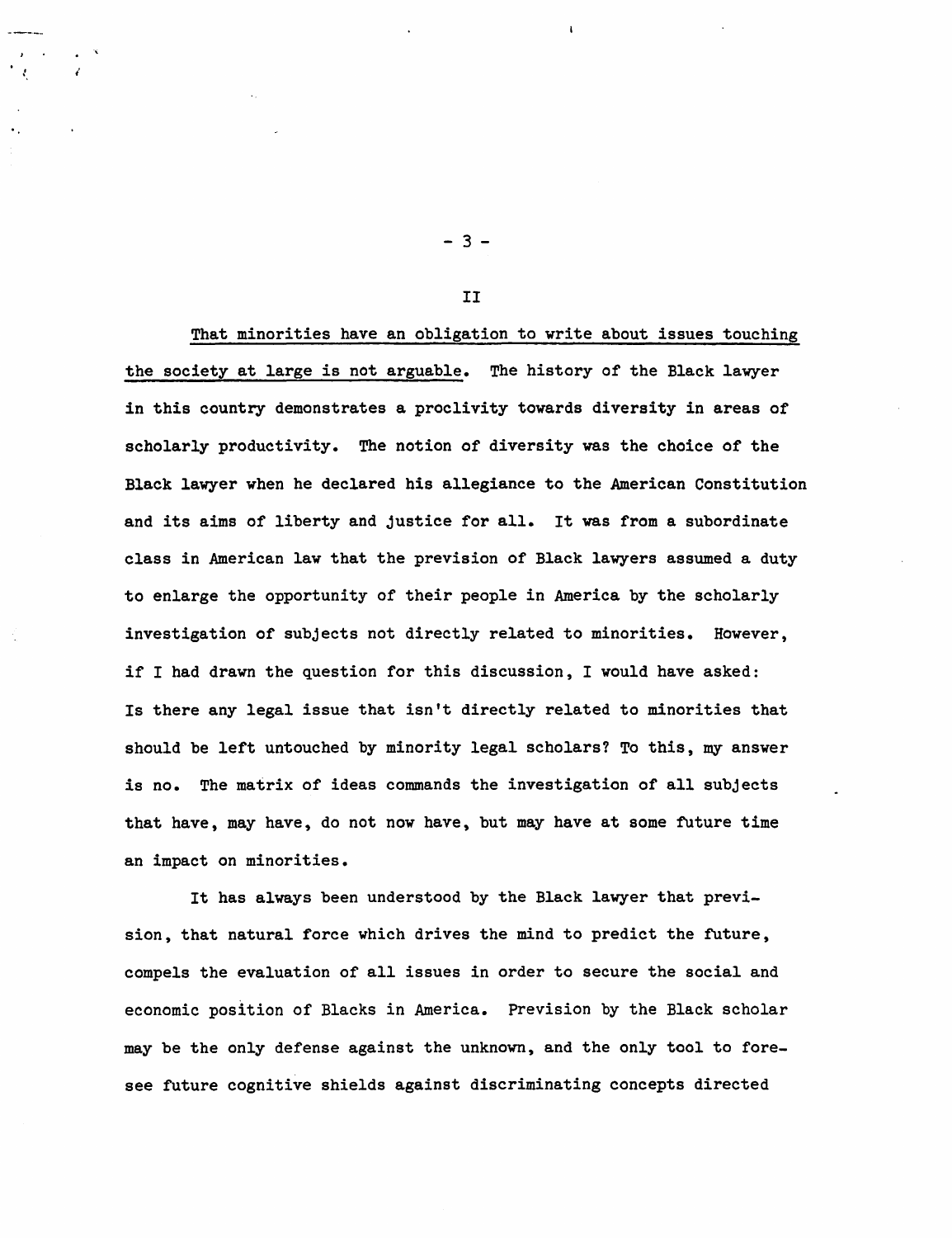## II

<u>That minorities have an obligation to write about issues touching the society at large is not arguable</u>. The history of the Black lawyer in this country demonstrates a proclivity towards diversity in areas of scholarly productivity. The notion of diversity was the choice of the Black lawyer when he declared his allegiance to the American Constitution and its aims of liberty and justice for all. It was from a subordinate class in American law that the prevision of Black lawyers assumed a duty to enlarge the opportunity of their people in America by the scholarly investigation of subjects not directly related to minorities. However, if I had drawn the question for this discussion, I would have asked: Is there any legal issue that isn't directly related to minorities that should be left untouched by minority legal scholars? To this, my answer is no. The matrix of ideas commands the investigation of all subjects that have, may have, do not now have, but may have at some future time an impact on minorities.

It has always been understood by the Black lawyer that prevision, that natural force which drives the mind to predict the future, compels the evaluation of all issues in order to secure the social and economic position of Blacks in America. Prevision by the Black scholar may be the only defense against the unknown, and the only tool to foresee future cognitive shields against discriminating concepts directed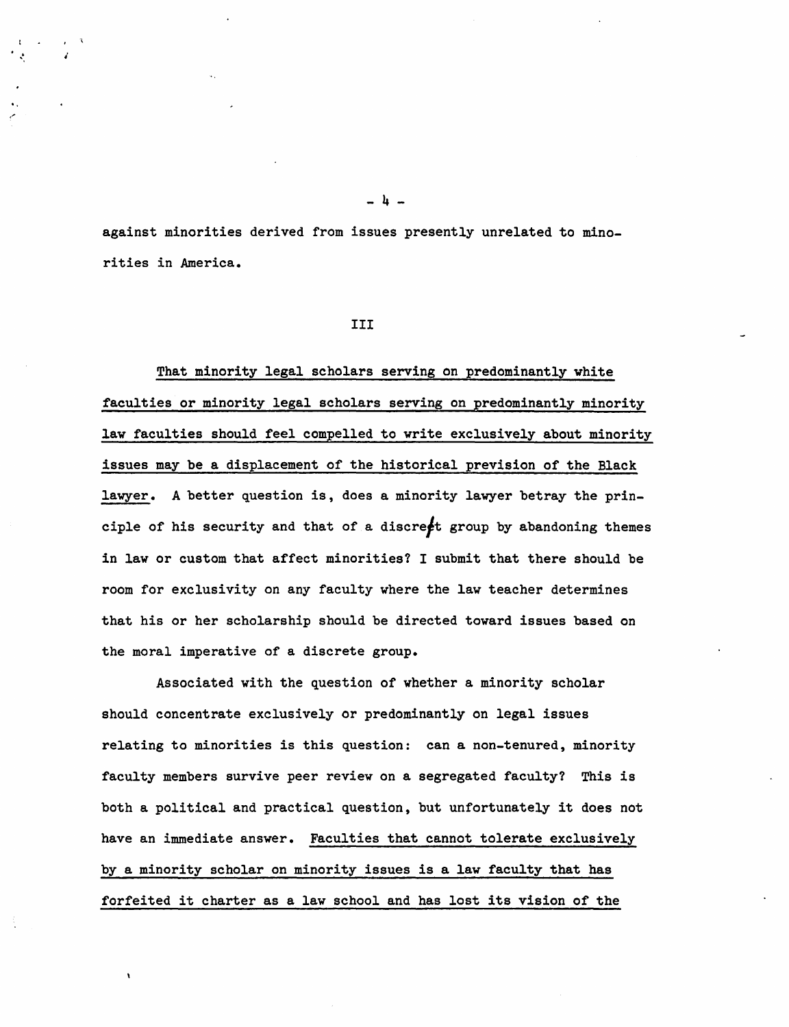against minorities derived from issues presently unrelated to minorities in America.

## III

<u>That minority legal scholars serving on predominantly white faculties or minority legal scholars serving on predominantly minority law faculties should feel compelled to write exclusively about minority issues may be a displacement of the historical prevision of the Black lawyer.</u> A better question is, does a minority lawyer betray the principle of his security and that of a discrete group by abandoning themes in law or custom that affect minorities? I submit that there should be room for exclusivity on any faculty where the law teacher determines that his or her scholarship should be directed toward issues based on the moral imperative of a discrete group.

Associated with the question of whether a minority scholar should concentrate exclusively or predominantly on legal issues relating to minorities is this question: can a non-tenured, minority faculty members survive peer review on a segregated faculty? This is both a political and practical question, but unfortunately it does not have an immediate answer. <u>Faculties that cannot tolerate exclusively by a minority scholar on minority issues is a law faculty that has forfeited it charter as a law school and has lost its vision of the</u>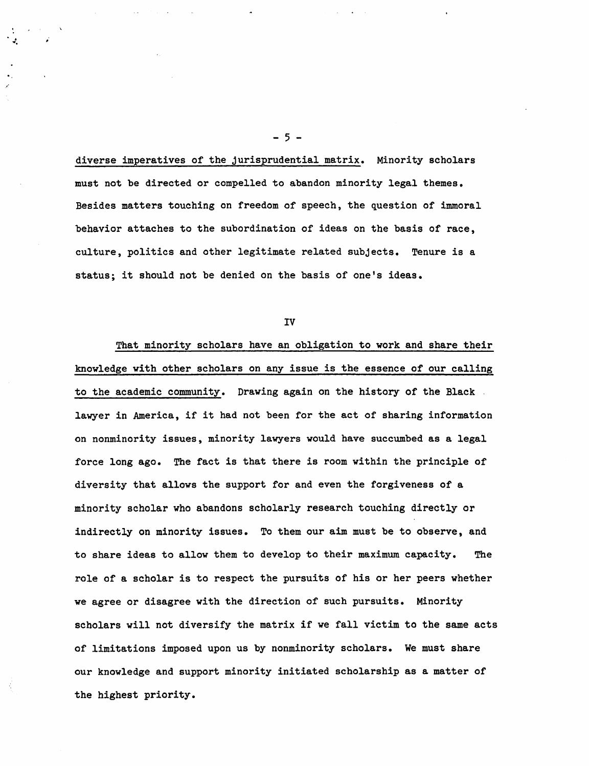diverse imperatives of the jurisprudential matrix. Minority scholars must not be directed or compelled to abandon minority legal themes. Besides matters touching on freedom of speech, the question of immoral behavior attaches to the subordination of ideas on the basis of race, culture, politics and other legitimate related subjects. Tenure is a status; it should not be denied on the basis of one's ideas.

## IV

That minority scholars have an obligation to work and share their knowledge with other scholars on any issue is the essence of our calling to the academic community. Drawing again on the history of the Black lawyer in America, if it had not been for the act of sharing information on nonminority issues, minority lawyers would have succumbed as a legal force long ago. The fact is that there is room within the principle of diversity that allows the support for and even the forgiveness of a minority scholar who abandons scholarly research touching directly or indirectly on minority issues. To them our aim must be to observe, and to share ideas to allow them to develop to their maximum capacity. The role of a scholar is to respect the pursuits of his or her peers whether we agree or disagree with the direction of such pursuits. Minority scholars will not diversify the matrix if we fall victim to the same acts of limitations imposed upon us by nonminority scholars. We must share our knowledge and support minority initiated scholarship as a matter of the highest priority.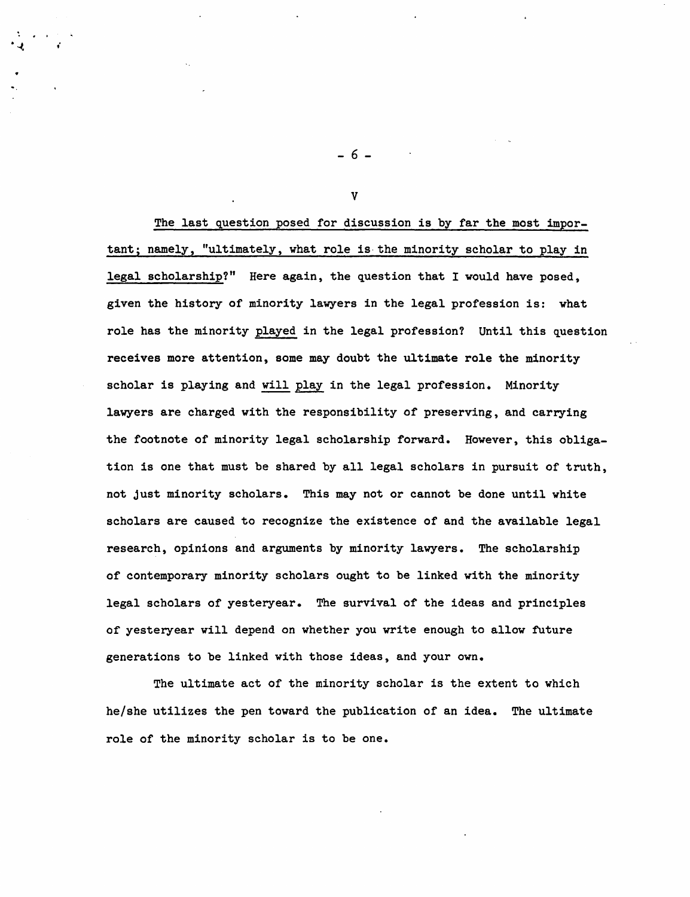## V

<u>The last question posed for discussion is by far the most important; namely, "ultimately, what role is the minority scholar to play in legal scholarship?"</u> Here again, the question that I would have posed, given the history of minority lawyers in the legal profession is: what role has the minority <u>played</u> in the legal profession? Until this question receives more attention, some may doubt the ultimate role the minority scholar is playing and <u>will play</u> in the legal profession. Minority lawyers are charged with the responsibility of preserving, and carrying the footnote of minority legal scholarship forward. However, this obligation is one that must be shared by all legal scholars in pursuit of truth, not just minority scholars. This may not or cannot be done until white scholars are caused to recognize the existence of and the available legal research, opinions and arguments by minority lawyers. The scholarship of contemporary minority scholars ought to be linked with the minority legal scholars of yesteryear. The survival of the ideas and principles of yesteryear will depend on whether you write enough to allow future generations to be linked with those ideas, and your own.

The ultimate act of the minority scholar is the extent to which he/she utilizes the pen toward the publication of an idea. The ultimate role of the minority scholar is to be one.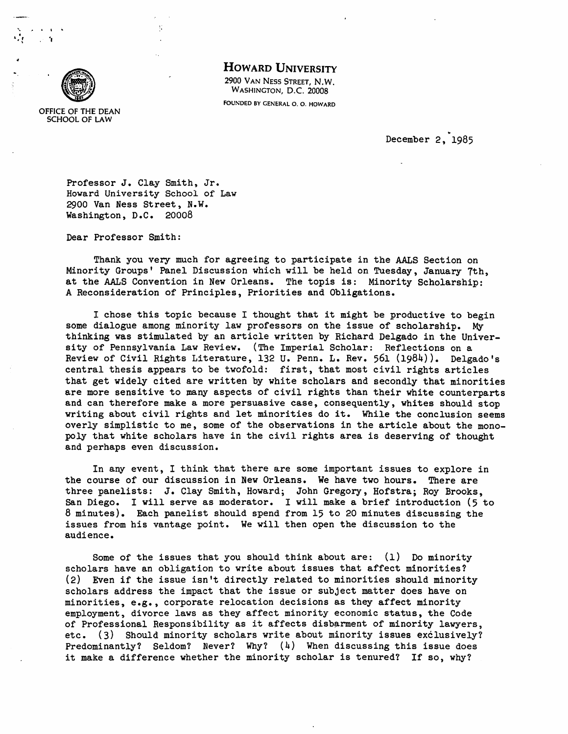# HOWARD UNIVERSITY

2900 VAN NESS STREET, N.W.
WASHINGTON, D.C. 20008

FOUNDED BY GENERAL O. O. HOWARD

OFFICE OF THE DEAN
SCHOOL OF LAW

December 2, 1985

Professor J. Clay Smith, Jr.
Howard University School of Law
2900 Van Ness Street, N.W.
Washington, D.C. 20008

Dear Professor Smith:

Thank you very much for agreeing to participate in the AALS Section on Minority Groups' Panel Discussion which will be held on Tuesday, January 7th, at the AALS Convention in New Orleans. The topis is: Minority Scholarship: A Reconsideration of Principles, Priorities and Obligations.

I chose this topic because I thought that it might be productive to begin some dialogue among minority law professors on the issue of scholarship. My thinking was stimulated by an article written by Richard Delgado in the University of Pennsylvania Law Review. (The Imperial Scholar: Reflections on a Review of Civil Rights Literature, 132 U. Penn. L. Rev. 561 (1984)). Delgado's central thesis appears to be twofold: first, that most civil rights articles that get widely cited are written by white scholars and secondly that minorities are more sensitive to many aspects of civil rights than their white counterparts and can therefore make a more persuasive case, consequently, whites should stop writing about civil rights and let minorities do it. While the conclusion seems overly simplistic to me, some of the observations in the article about the monopoly that white scholars have in the civil rights area is deserving of thought and perhaps even discussion.

In any event, I think that there are some important issues to explore in the course of our discussion in New Orleans. We have two hours. There are three panelists: J. Clay Smith, Howard; John Gregory, Hofstra; Roy Brooks, San Diego. I will serve as moderator. I will make a brief introduction (5 to 8 minutes). Each panelist should spend from 15 to 20 minutes discussing the issues from his vantage point. We will then open the discussion to the audience.

Some of the issues that you should think about are: (1) Do minority scholars have an obligation to write about issues that affect minorities? (2) Even if the issue isn't directly related to minorities should minority scholars address the impact that the issue or subject matter does have on minorities, e.g., corporate relocation decisions as they affect minority employment, divorce laws as they affect minority economic status, the Code of Professional Responsibility as it affects disbarment of minority lawyers, etc. (3) Should minority scholars write about minority issues exclusively? Predominantly? Seldom? Never? Why? (4) When discussing this issue does it make a difference whether the minority scholar is tenured? If so, why?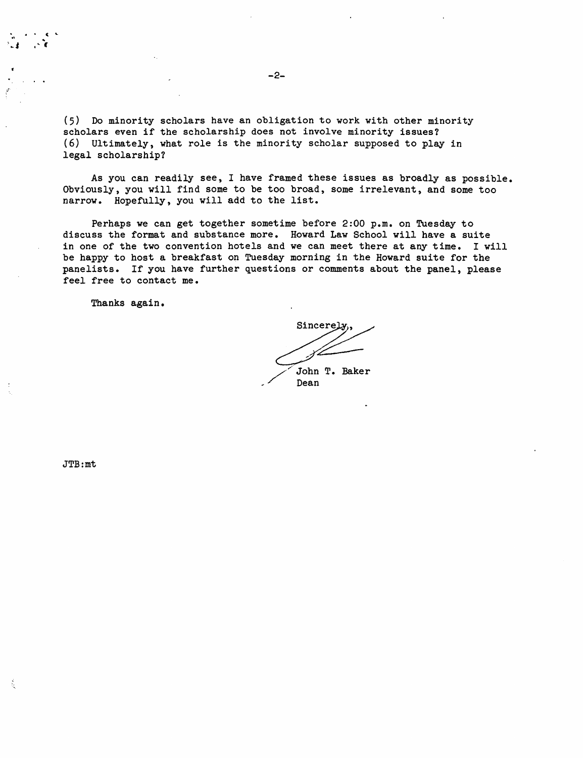(5) Do minority scholars have an obligation to work with other minority scholars even if the scholarship does not involve minority issues?
(6) Ultimately, what role is the minority scholar supposed to play in legal scholarship?

As you can readily see, I have framed these issues as broadly as possible. Obviously, you will find some to be too broad, some irrelevant, and some too narrow. Hopefully, you will add to the list.

Perhaps we can get together sometime before 2:00 p.m. on Tuesday to discuss the format and substance more. Howard Law School will have a suite in one of the two convention hotels and we can meet there at any time. I will be happy to host a breakfast on Tuesday morning in the Howard suite for the panelists. If you have further questions or comments about the panel, please feel free to contact me.

Thanks again.

Sincerely,

John T. Baker
Dean

JTB:mt